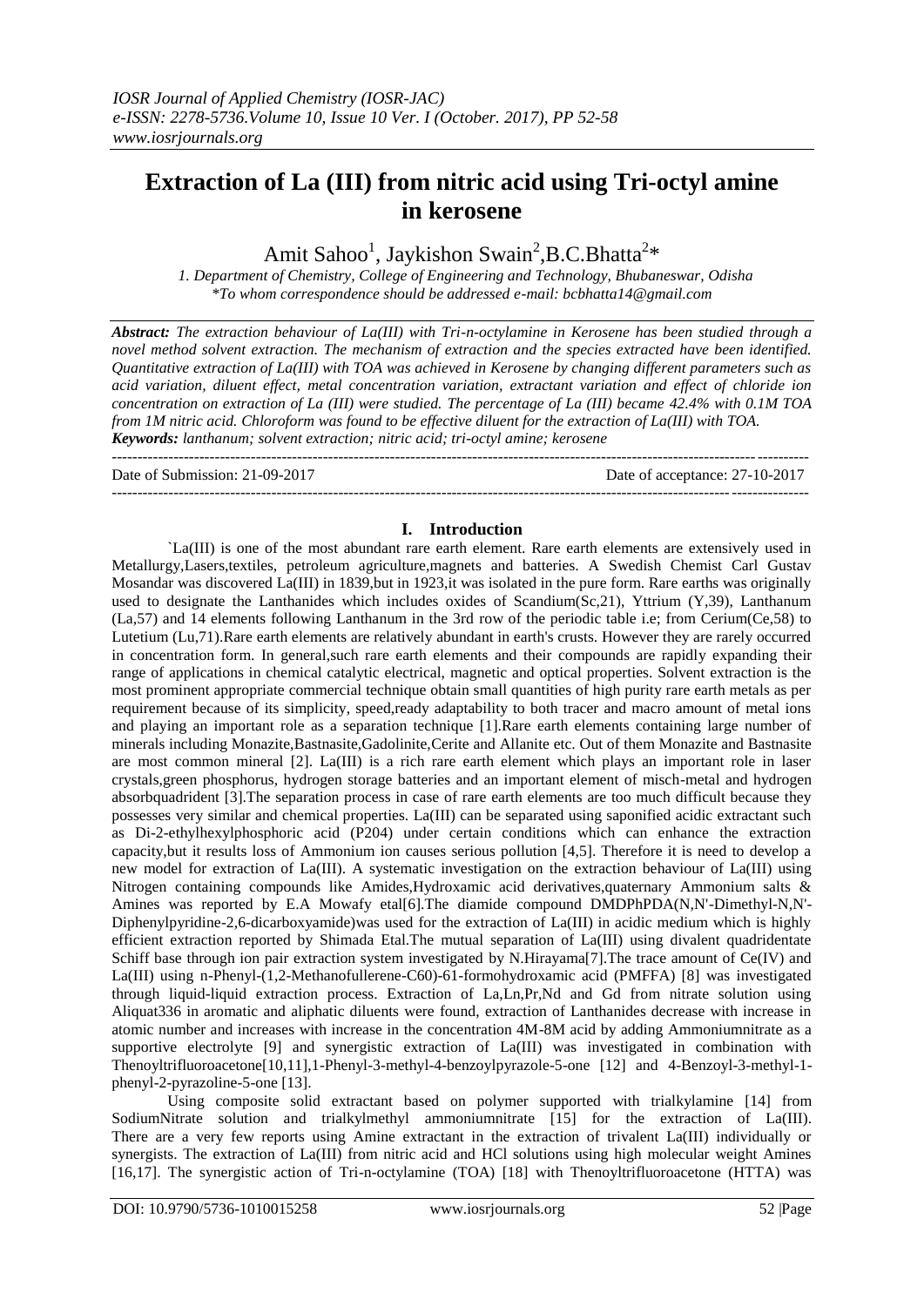# Extraction of La (III) from nitric acid using Tri-octyl amine in kerosene

Amit Sahoo[1], Jaykishon Swain[2], B.C.Bhatta[2]*

*1. Department of Chemistry, College of Engineering and Technology, Bhubaneswar, Odisha*
*\*To whom correspondence should be addressed e-mail: bcbhatta14@gmail.com*

***Abstract:*** *The extraction behaviour of La(III) with Tri-n-octylamine in Kerosene has been studied through a novel method solvent extraction. The mechanism of extraction and the species extracted have been identified. Quantitative extraction of La(III) with TOA was achieved in Kerosene by changing different parameters such as acid variation, diluent effect, metal concentration variation, extractant variation and effect of chloride ion concentration on extraction of La (III) were studied. The percentage of La (III) became 42.4% with 0.1M TOA from 1M nitric acid. Chloroform was found to be effective diluent for the extraction of La(III) with TOA.*

***Keywords:*** *lanthanum; solvent extraction; nitric acid; tri-octyl amine; kerosene*

---

Date of Submission: 21-09-2017 Date of acceptance: 27-10-2017

---

## I. Introduction

`La(III) is one of the most abundant rare earth element. Rare earth elements are extensively used in Metallurgy,Lasers,textiles, petroleum agriculture,magnets and batteries. A Swedish Chemist Carl Gustav Mosandar was discovered La(III) in 1839,but in 1923,it was isolated in the pure form. Rare earths was originally used to designate the Lanthanides which includes oxides of Scandium(Sc,21), Yttrium (Y,39), Lanthanum (La,57) and 14 elements following Lanthanum in the 3rd row of the periodic table i.e; from Cerium(Ce,58) to Lutetium (Lu,71).Rare earth elements are relatively abundant in earth's crusts. However they are rarely occurred in concentration form. In general,such rare earth elements and their compounds are rapidly expanding their range of applications in chemical catalytic electrical, magnetic and optical properties. Solvent extraction is the most prominent appropriate commercial technique obtain small quantities of high purity rare earth metals as per requirement because of its simplicity, speed,ready adaptability to both tracer and macro amount of metal ions and playing an important role as a separation technique [1].Rare earth elements containing large number of minerals including Monazite,Bastnasite,Gadolinite,Cerite and Allanite etc. Out of them Monazite and Bastnasite are most common mineral [2]. La(III) is a rich rare earth element which plays an important role in laser crystals,green phosphorus, hydrogen storage batteries and an important element of misch-metal and hydrogen absorbquadrident [3].The separation process in case of rare earth elements are too much difficult because they possesses very similar and chemical properties. La(III) can be separated using saponified acidic extractant such as Di-2-ethylhexylphosphoric acid (P204) under certain conditions which can enhance the extraction capacity,but it results loss of Ammonium ion causes serious pollution [4,5]. Therefore it is need to develop a new model for extraction of La(III). A systematic investigation on the extraction behaviour of La(III) using Nitrogen containing compounds like Amides,Hydroxamic acid derivatives,quaternary Ammonium salts & Amines was reported by E.A Mowafy etal[6].The diamide compound DMDPhPDA(N,N'-Dimethyl-N,N'-Diphenylpyridine-2,6-dicarboxyamide)was used for the extraction of La(III) in acidic medium which is highly efficient extraction reported by Shimada Etal.The mutual separation of La(III) using divalent quadridentate Schiff base through ion pair extraction system investigated by N.Hirayama[7].The trace amount of Ce(IV) and La(III) using n-Phenyl-(1,2-Methanofullerene-C60)-61-formohydroxamic acid (PMFFA) [8] was investigated through liquid-liquid extraction process. Extraction of La,Ln,Pr,Nd and Gd from nitrate solution using Aliquat336 in aromatic and aliphatic diluents were found, extraction of Lanthanides decrease with increase in atomic number and increases with increase in the concentration 4M-8M acid by adding Ammoniumnitrate as a supportive electrolyte [9] and synergistic extraction of La(III) was investigated in combination with Thenoyltrifluoroacetone[10,11],1-Phenyl-3-methyl-4-benzoylpyrazole-5-one [12] and 4-Benzoyl-3-methyl-1-phenyl-2-pyrazoline-5-one [13].

Using composite solid extractant based on polymer supported with trialkylamine [14] from SodiumNitrate solution and trialkylmethyl ammoniumnitrate [15] for the extraction of La(III). There are a very few reports using Amine extractant in the extraction of trivalent La(III) individually or synergists. The extraction of La(III) from nitric acid and HCl solutions using high molecular weight Amines [16,17]. The synergistic action of Tri-n-octylamine (TOA) [18] with Thenoyltrifluoroacetone (HTTA) was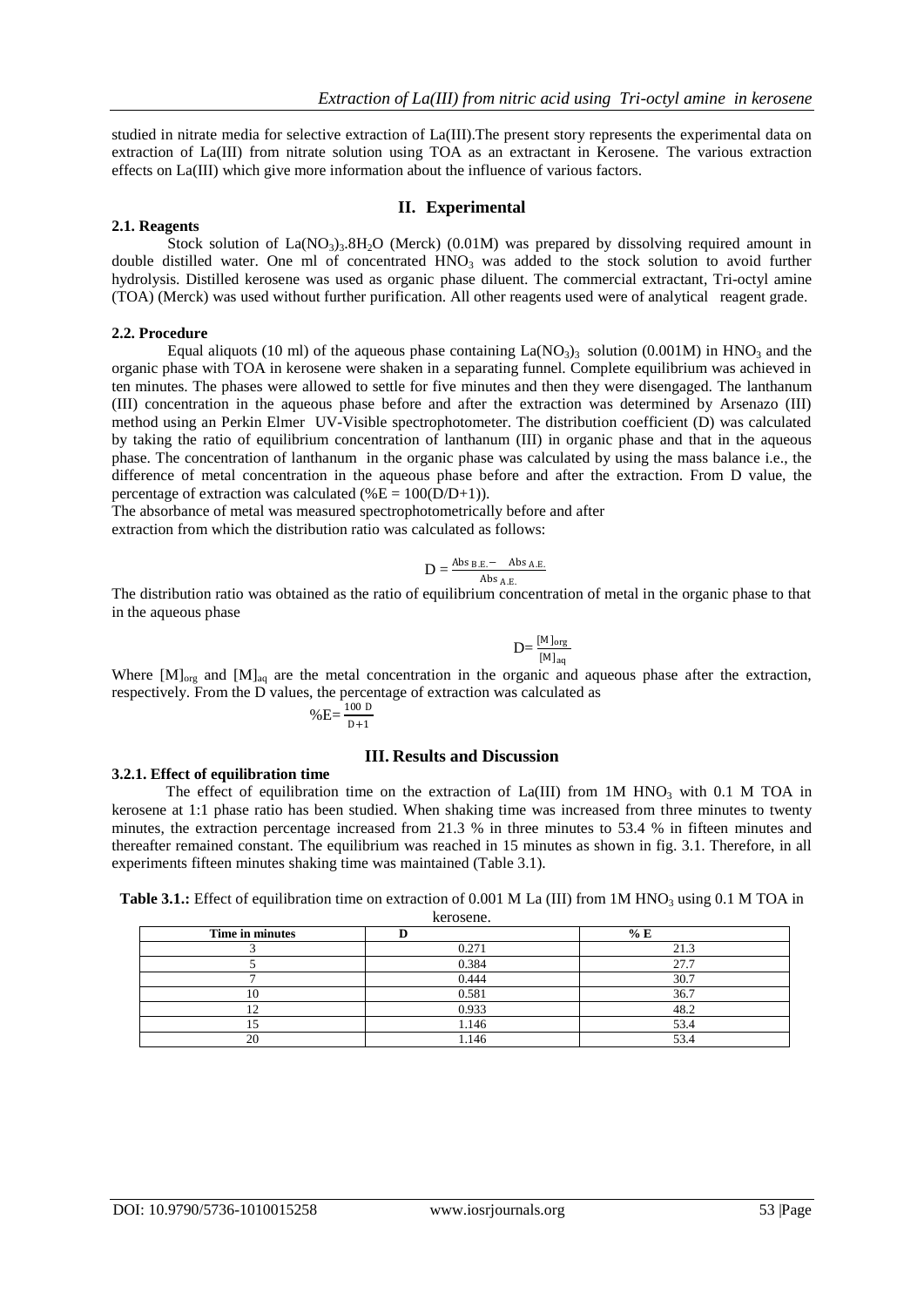studied in nitrate media for selective extraction of La(III).The present story represents the experimental data on extraction of La(III) from nitrate solution using TOA as an extractant in Kerosene. The various extraction effects on La(III) which give more information about the influence of various factors.

## II. Experimental

### 2.1. Reagents

Stock solution of $La(NO_3)_3.8H_2O$ (Merck) (0.01M) was prepared by dissolving required amount in double distilled water. One ml of concentrated $HNO_3$ was added to the stock solution to avoid further hydrolysis. Distilled kerosene was used as organic phase diluent. The commercial extractant, Tri-octyl amine (TOA) (Merck) was used without further purification. All other reagents used were of analytical reagent grade.

### 2.2. Procedure

Equal aliquots (10 ml) of the aqueous phase containing $La(NO_3)_3$ solution (0.001M) in $HNO_3$ and the organic phase with TOA in kerosene were shaken in a separating funnel. Complete equilibrium was achieved in ten minutes. The phases were allowed to settle for five minutes and then they were disengaged. The lanthanum (III) concentration in the aqueous phase before and after the extraction was determined by Arsenazo (III) method using an Perkin Elmer UV-Visible spectrophotometer. The distribution coefficient (D) was calculated by taking the ratio of equilibrium concentration of lanthanum (III) in organic phase and that in the aqueous phase. The concentration of lanthanum in the organic phase was calculated by using the mass balance i.e., the difference of metal concentration in the aqueous phase before and after the extraction. From D value, the percentage of extraction was calculated (%E = 100(D/D+1)).

The absorbance of metal was measured spectrophotometrically before and after extraction from which the distribution ratio was calculated as follows:

$$D = \frac{Abs_{B.E.} - Abs_{A.E.}}{Abs_{A.E.}}$$

The distribution ratio was obtained as the ratio of equilibrium concentration of metal in the organic phase to that in the aqueous phase

$$D = \frac{[M]_{org}}{[M]_{aq}}$$

Where $[M]_{org}$ and $[M]_{aq}$ are the metal concentration in the organic and aqueous phase after the extraction, respectively. From the D values, the percentage of extraction was calculated as

$$\%E = \frac{100\ D}{D+1}$$

## III. Results and Discussion

### 3.2.1. Effect of equilibration time

The effect of equilibration time on the extraction of La(III) from 1M $HNO_3$ with 0.1 M TOA in kerosene at 1:1 phase ratio has been studied. When shaking time was increased from three minutes to twenty minutes, the extraction percentage increased from 21.3 % in three minutes to 53.4 % in fifteen minutes and thereafter remained constant. The equilibrium was reached in 15 minutes as shown in fig. 3.1. Therefore, in all experiments fifteen minutes shaking time was maintained (Table 3.1).

**Table 3.1.:** Effect of equilibration time on extraction of 0.001 M La (III) from 1M $HNO_3$ using 0.1 M TOA in kerosene.

| Time in minutes | D | % E |
|---|---|---|
| 3 | 0.271 | 21.3 |
| 5 | 0.384 | 27.7 |
| 7 | 0.444 | 30.7 |
| 10 | 0.581 | 36.7 |
| 12 | 0.933 | 48.2 |
| 15 | 1.146 | 53.4 |
| 20 | 1.146 | 53.4 |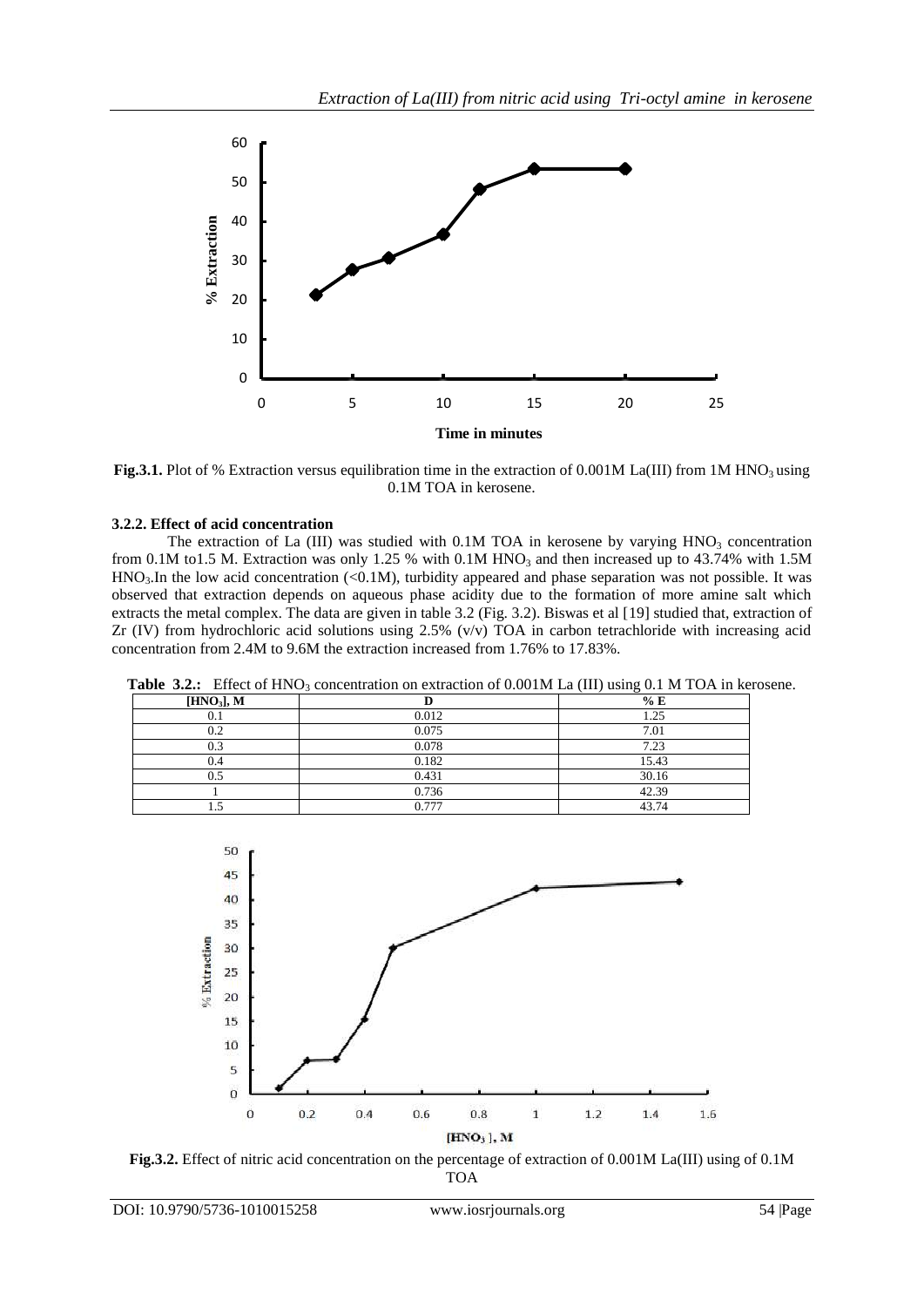Fig.3.1. Plot of % Extraction versus equilibration time in the extraction of 0.001M La(III) from 1M $HNO_3$ using 0.1M TOA in kerosene.

### 3.2.2. Effect of acid concentration

The extraction of La (III) was studied with 0.1M TOA in kerosene by varying $HNO_3$ concentration from 0.1M to1.5 M. Extraction was only 1.25 % with 0.1M $HNO_3$ and then increased up to 43.74% with 1.5M $HNO_3$.In the low acid concentration (<0.1M), turbidity appeared and phase separation was not possible. It was observed that extraction depends on aqueous phase acidity due to the formation of more amine salt which extracts the metal complex. The data are given in table 3.2 (Fig. 3.2). Biswas et al [19] studied that, extraction of Zr (IV) from hydrochloric acid solutions using 2.5% (v/v) TOA in carbon tetrachloride with increasing acid concentration from 2.4M to 9.6M the extraction increased from 1.76% to 17.83%.

**Table 3.2.:** Effect of $HNO_3$ concentration on extraction of 0.001M La (III) using 0.1 M TOA in kerosene.

| $[HNO_3]$, M | D | % E |
|---|---|---|
| 0.1 | 0.012 | 1.25 |
| 0.2 | 0.075 | 7.01 |
| 0.3 | 0.078 | 7.23 |
| 0.4 | 0.182 | 15.43 |
| 0.5 | 0.431 | 30.16 |
| 1 | 0.736 | 42.39 |
| 1.5 | 0.777 | 43.74 |

Fig.3.2. Effect of nitric acid concentration on the percentage of extraction of 0.001M La(III) using of 0.1M TOA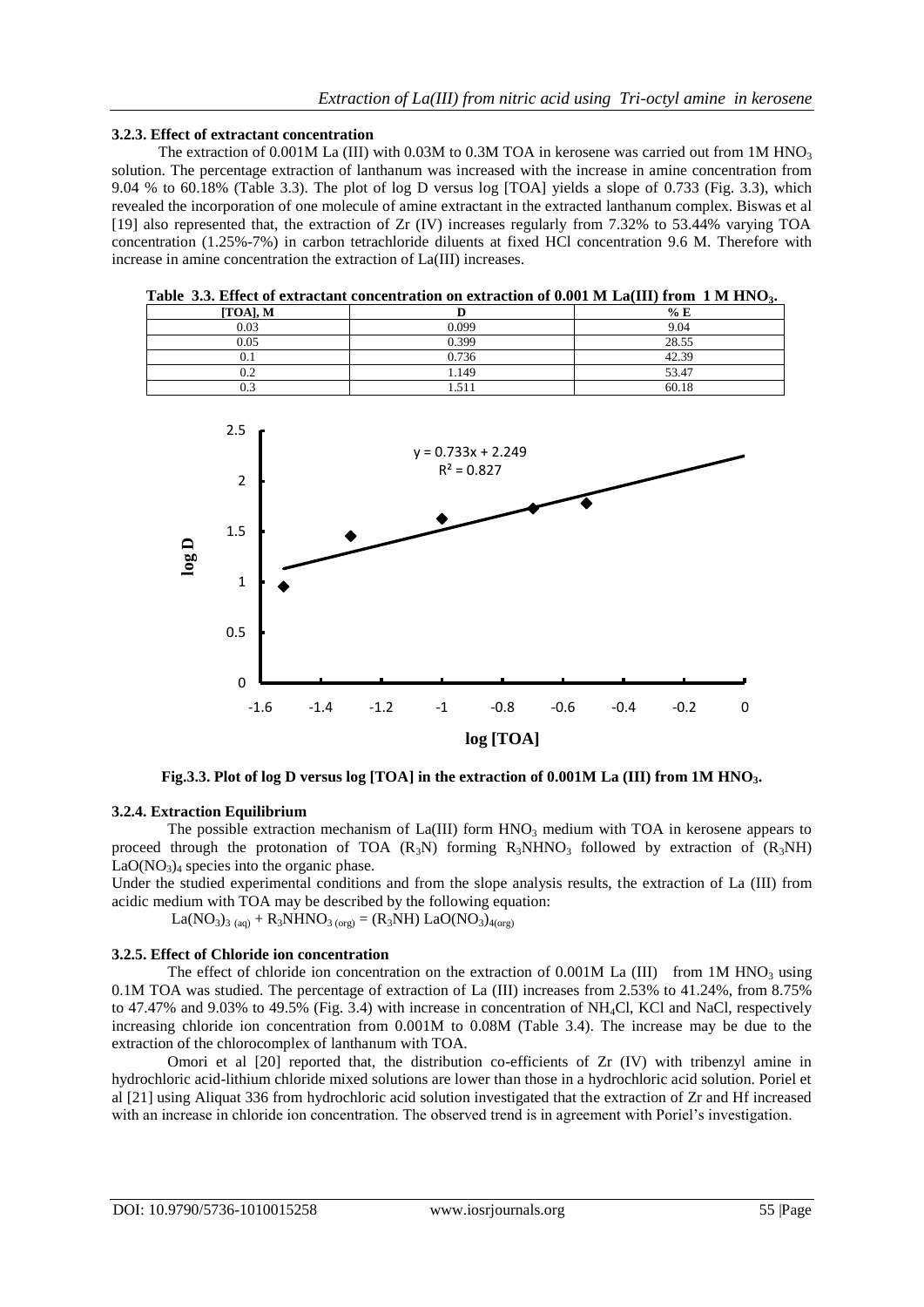### 3.2.3. Effect of extractant concentration

The extraction of 0.001M La (III) with 0.03M to 0.3M TOA in kerosene was carried out from 1M $HNO_3$ solution. The percentage extraction of lanthanum was increased with the increase in amine concentration from 9.04 % to 60.18% (Table 3.3). The plot of log D versus log [TOA] yields a slope of 0.733 (Fig. 3.3), which revealed the incorporation of one molecule of amine extractant in the extracted lanthanum complex. Biswas et al [19] also represented that, the extraction of Zr (IV) increases regularly from 7.32% to 53.44% varying TOA concentration (1.25%-7%) in carbon tetrachloride diluents at fixed HCl concentration 9.6 M. Therefore with increase in amine concentration the extraction of La(III) increases.

**Table 3.3. Effect of extractant concentration on extraction of 0.001 M La(III) from 1 M $HNO_3$.**

| [TOA], M | D | % E |
|---|---|---|
| 0.03 | 0.099 | 9.04 |
| 0.05 | 0.399 | 28.55 |
| 0.1 | 0.736 | 42.39 |
| 0.2 | 1.149 | 53.47 |
| 0.3 | 1.511 | 60.18 |

**Fig.3.3. Plot of log D versus log [TOA] in the extraction of 0.001M La (III) from 1M $HNO_3$.**

### 3.2.4. Extraction Equilibrium

The possible extraction mechanism of La(III) form $HNO_3$ medium with TOA in kerosene appears to proceed through the protonation of TOA ($R_3N$) forming $R_3NHNO_3$ followed by extraction of ($R_3NH$) $LaO(NO_3)_4$ species into the organic phase.

Under the studied experimental conditions and from the slope analysis results, the extraction of La (III) from acidic medium with TOA may be described by the following equation:

$$La(NO_3)_{3\,(aq)} + R_3NHNO_{3\,(org)} = (R_3NH)\,LaO(NO_3)_{4(org)}$$

### 3.2.5. Effect of Chloride ion concentration

The effect of chloride ion concentration on the extraction of 0.001M La (III) from 1M $HNO_3$ using 0.1M TOA was studied. The percentage of extraction of La (III) increases from 2.53% to 41.24%, from 8.75% to 47.47% and 9.03% to 49.5% (Fig. 3.4) with increase in concentration of $NH_4Cl$, KCl and NaCl, respectively increasing chloride ion concentration from 0.001M to 0.08M (Table 3.4). The increase may be due to the extraction of the chlorocomplex of lanthanum with TOA.

Omori et al [20] reported that, the distribution co-efficients of Zr (IV) with tribenzyl amine in hydrochloric acid-lithium chloride mixed solutions are lower than those in a hydrochloric acid solution. Poriel et al [21] using Aliquat 336 from hydrochloric acid solution investigated that the extraction of Zr and Hf increased with an increase in chloride ion concentration. The observed trend is in agreement with Poriel's investigation.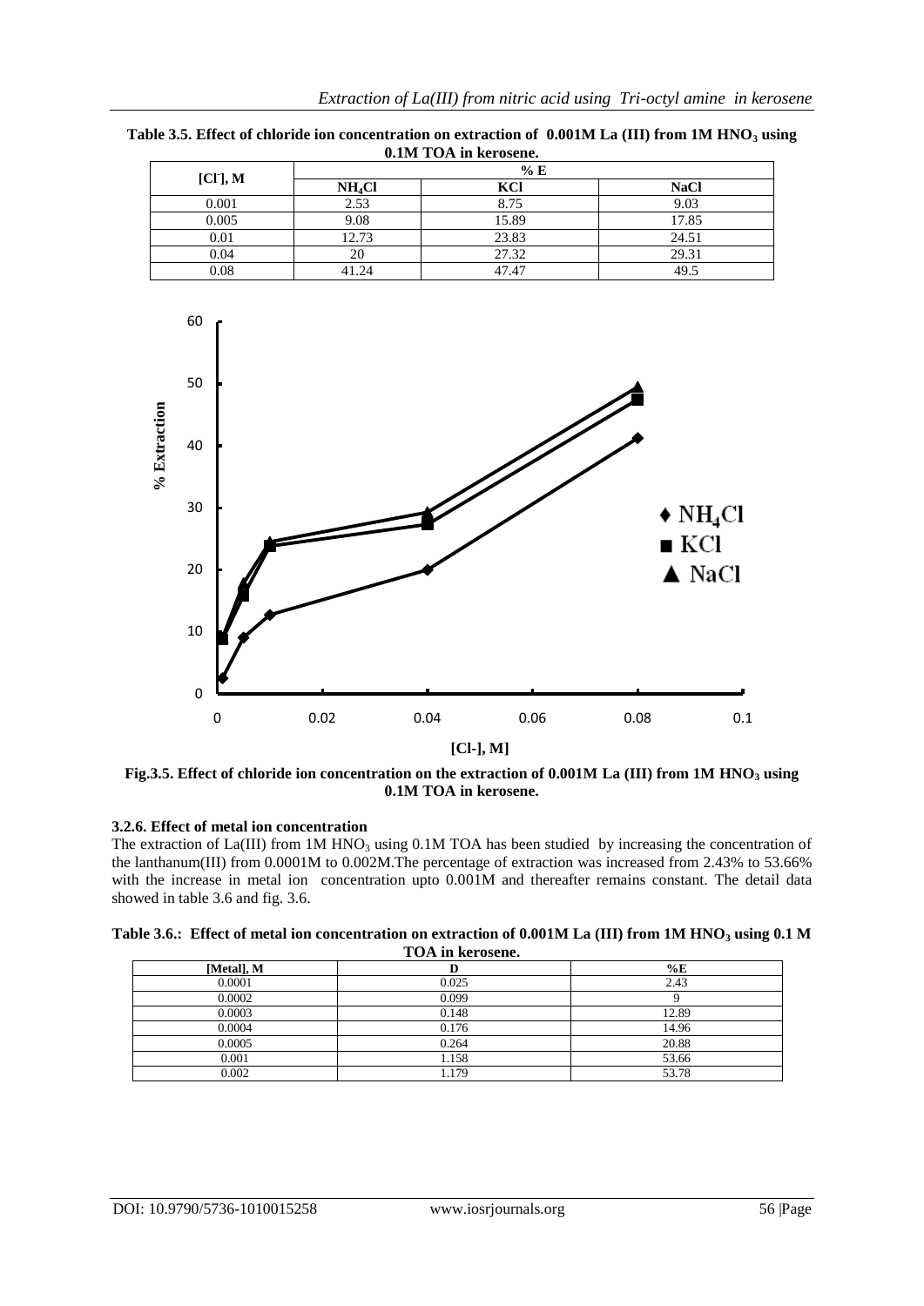**Table 3.5. Effect of chloride ion concentration on extraction of 0.001M La (III) from 1M $HNO_3$ using 0.1M TOA in kerosene.**

| $[Cl^-]$, M | % E | | |
|---|---|---|---|
| | $NH_4Cl$ | KCl | NaCl |
| 0.001 | 2.53 | 8.75 | 9.03 |
| 0.005 | 9.08 | 15.89 | 17.85 |
| 0.01 | 12.73 | 23.83 | 24.51 |
| 0.04 | 20 | 27.32 | 29.31 |
| 0.08 | 41.24 | 47.47 | 49.5 |

**Fig.3.5. Effect of chloride ion concentration on the extraction of 0.001M La (III) from 1M $HNO_3$ using 0.1M TOA in kerosene.**

### 3.2.6. Effect of metal ion concentration

The extraction of La(III) from 1M $HNO_3$ using 0.1M TOA has been studied by increasing the concentration of the lanthanum(III) from 0.0001M to 0.002M.The percentage of extraction was increased from 2.43% to 53.66% with the increase in metal ion concentration upto 0.001M and thereafter remains constant. The detail data showed in table 3.6 and fig. 3.6.

**Table 3.6.: Effect of metal ion concentration on extraction of 0.001M La (III) from 1M $HNO_3$ using 0.1 M TOA in kerosene.**

| [Metal], M | D | %E |
|---|---|---|
| 0.0001 | 0.025 | 2.43 |
| 0.0002 | 0.099 | 9 |
| 0.0003 | 0.148 | 12.89 |
| 0.0004 | 0.176 | 14.96 |
| 0.0005 | 0.264 | 20.88 |
| 0.001 | 1.158 | 53.66 |
| 0.002 | 1.179 | 53.78 |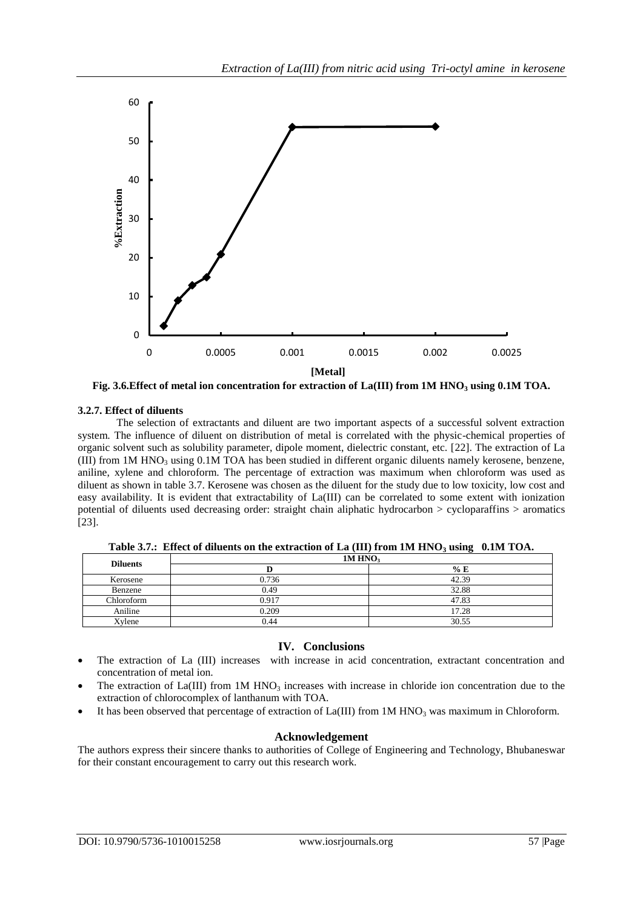Fig. 3.6.Effect of metal ion concentration for extraction of La(III) from 1M $HNO_3$ using 0.1M TOA.

### 3.2.7. Effect of diluents

The selection of extractants and diluent are two important aspects of a successful solvent extraction system. The influence of diluent on distribution of metal is correlated with the physic-chemical properties of organic solvent such as solubility parameter, dipole moment, dielectric constant, etc. [22]. The extraction of La (III) from 1M $HNO_3$ using 0.1M TOA has been studied in different organic diluents namely kerosene, benzene, aniline, xylene and chloroform. The percentage of extraction was maximum when chloroform was used as diluent as shown in table 3.7. Kerosene was chosen as the diluent for the study due to low toxicity, low cost and easy availability. It is evident that extractability of La(III) can be correlated to some extent with ionization potential of diluents used decreasing order: straight chain aliphatic hydrocarbon > cycloparaffins > aromatics [23].

**Table 3.7.: Effect of diluents on the extraction of La (III) from 1M $HNO_3$ using 0.1M TOA.**

| Diluents | 1M $HNO_3$ | |
|---|---|---|
| | D | % E |
| Kerosene | 0.736 | 42.39 |
| Benzene | 0.49 | 32.88 |
| Chloroform | 0.917 | 47.83 |
| Aniline | 0.209 | 17.28 |
| Xylene | 0.44 | 30.55 |

## IV. Conclusions

- The extraction of La (III) increases with increase in acid concentration, extractant concentration and concentration of metal ion.
- The extraction of La(III) from 1M $HNO_3$ increases with increase in chloride ion concentration due to the extraction of chlorocomplex of lanthanum with TOA.
- It has been observed that percentage of extraction of La(III) from 1M $HNO_3$ was maximum in Chloroform.

## Acknowledgement

The authors express their sincere thanks to authorities of College of Engineering and Technology, Bhubaneswar for their constant encouragement to carry out this research work.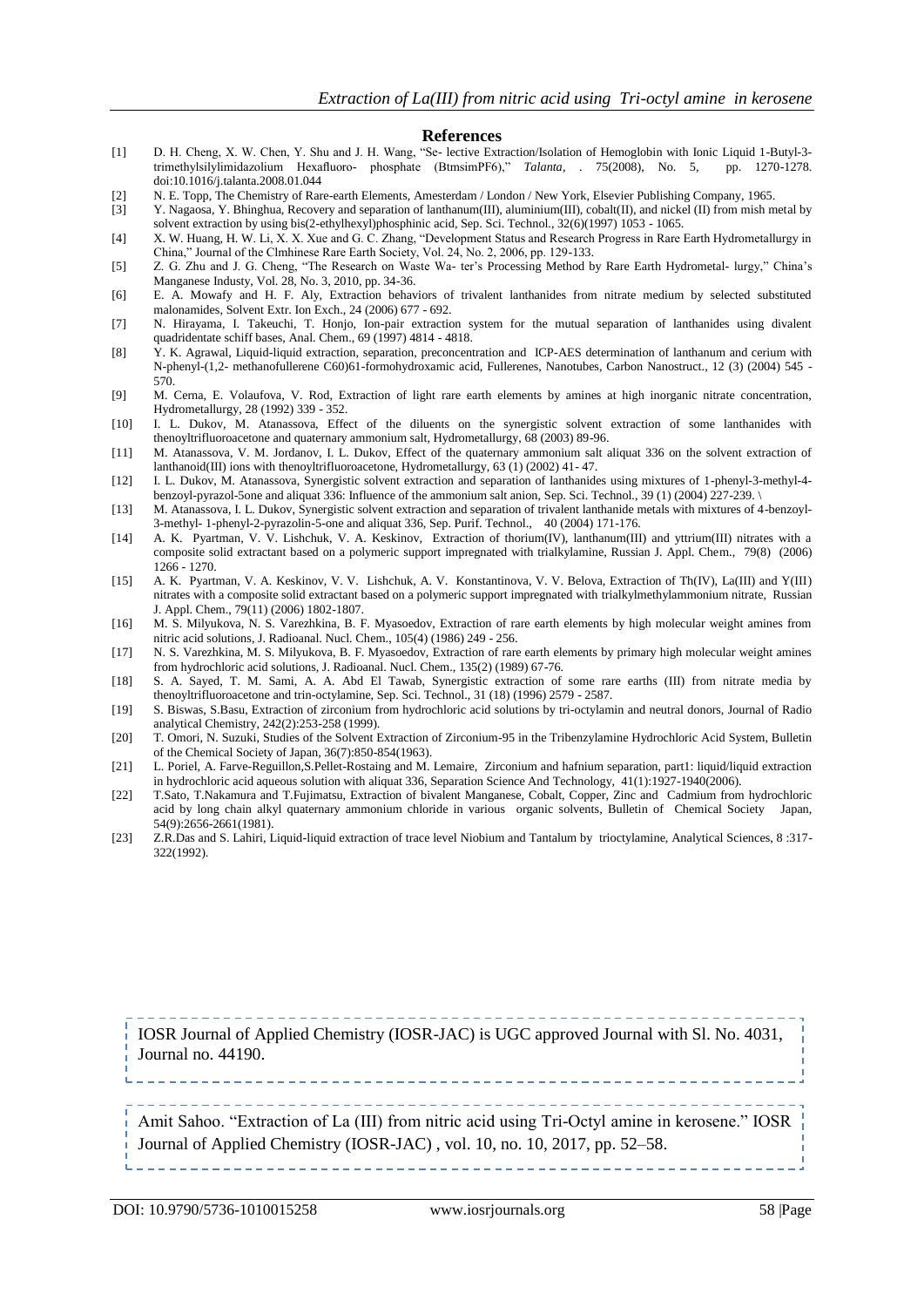## References

[1] D. H. Cheng, X. W. Chen, Y. Shu and J. H. Wang, "Se- lective Extraction/Isolation of Hemoglobin with Ionic Liquid 1-Butyl-3-trimethylsilylimidazolium Hexafluoro- phosphate (BtmsimPF6)," *Talanta*, . 75(2008), No. 5, pp. 1270-1278. doi:10.1016/j.talanta.2008.01.044

[2] N. E. Topp, The Chemistry of Rare-earth Elements, Amesterdam / London / New York, Elsevier Publishing Company, 1965.

[3] Y. Nagaosa, Y. Bhinghua, Recovery and separation of lanthanum(III), aluminium(III), cobalt(II), and nickel (II) from mish metal by solvent extraction by using bis(2-ethylhexyl)phosphinic acid, Sep. Sci. Technol., 32(6)(1997) 1053 - 1065.

[4] X. W. Huang, H. W. Li, X. X. Xue and G. C. Zhang, "Development Status and Research Progress in Rare Earth Hydrometallurgy in China," Journal of the Clmhinese Rare Earth Society, Vol. 24, No. 2, 2006, pp. 129-133.

[5] Z. G. Zhu and J. G. Cheng, "The Research on Waste Wa- ter's Processing Method by Rare Earth Hydrometal- lurgy," China's Manganese Industy, Vol. 28, No. 3, 2010, pp. 34-36.

[6] E. A. Mowafy and H. F. Aly, Extraction behaviors of trivalent lanthanides from nitrate medium by selected substituted malonamides, Solvent Extr. Ion Exch., 24 (2006) 677 - 692.

[7] N. Hirayama, I. Takeuchi, T. Honjo, Ion-pair extraction system for the mutual separation of lanthanides using divalent quadridentate schiff bases, Anal. Chem., 69 (1997) 4814 - 4818.

[8] Y. K. Agrawal, Liquid-liquid extraction, separation, preconcentration and ICP-AES determination of lanthanum and cerium with N-phenyl-(1,2- methanofullerene C60)61-formohydroxamic acid, Fullerenes, Nanotubes, Carbon Nanostruct., 12 (3) (2004) 545 - 570.

[9] M. Cerna, E. Volaufova, V. Rod, Extraction of light rare earth elements by amines at high inorganic nitrate concentration, Hydrometallurgy, 28 (1992) 339 - 352.

[10] I. L. Dukov, M. Atanassova, Effect of the diluents on the synergistic solvent extraction of some lanthanides with thenoyltrifluoroacetone and quaternary ammonium salt, Hydrometallurgy, 68 (2003) 89-96.

[11] M. Atanassova, V. M. Jordanov, I. L. Dukov, Effect of the quaternary ammonium salt aliquat 336 on the solvent extraction of lanthanoid(III) ions with thenoyltrifluoroacetone, Hydrometallurgy, 63 (1) (2002) 41- 47.

[12] I. L. Dukov, M. Atanassova, Synergistic solvent extraction and separation of lanthanides using mixtures of 1-phenyl-3-methyl-4-benzoyl-pyrazol-5one and aliquat 336: Influence of the ammonium salt anion, Sep. Sci. Technol., 39 (1) (2004) 227-239. \

[13] M. Atanassova, I. L. Dukov, Synergistic solvent extraction and separation of trivalent lanthanide metals with mixtures of 4-benzoyl-3-methyl- 1-phenyl-2-pyrazolin-5-one and aliquat 336, Sep. Purif. Technol., 40 (2004) 171-176.

[14] A. K. Pyartman, V. V. Lishchuk, V. A. Keskinov, Extraction of thorium(IV), lanthanum(III) and yttrium(III) nitrates with a composite solid extractant based on a polymeric support impregnated with trialkylamine, Russian J. Appl. Chem., 79(8) (2006) 1266 - 1270.

[15] A. K. Pyartman, V. A. Keskinov, V. V. Lishchuk, A. V. Konstantinova, V. V. Belova, Extraction of Th(IV), La(III) and Y(III) nitrates with a composite solid extractant based on a polymeric support impregnated with trialkylmethylammonium nitrate, Russian J. Appl. Chem., 79(11) (2006) 1802-1807.

[16] M. S. Milyukova, N. S. Varezhkina, B. F. Myasoedov, Extraction of rare earth elements by high molecular weight amines from nitric acid solutions, J. Radioanal. Nucl. Chem., 105(4) (1986) 249 - 256.

[17] N. S. Varezhkina, M. S. Milyukova, B. F. Myasoedov, Extraction of rare earth elements by primary high molecular weight amines from hydrochloric acid solutions, J. Radioanal. Nucl. Chem., 135(2) (1989) 67-76.

[18] S. A. Sayed, T. M. Sami, A. A. Abd El Tawab, Synergistic extraction of some rare earths (III) from nitrate media by thenoyltrifluoroacetone and trin-octylamine, Sep. Sci. Technol., 31 (18) (1996) 2579 - 2587.

[19] S. Biswas, S.Basu, Extraction of zirconium from hydrochloric acid solutions by tri-octylamin and neutral donors, Journal of Radio analytical Chemistry, 242(2):253-258 (1999).

[20] T. Omori, N. Suzuki, Studies of the Solvent Extraction of Zirconium-95 in the Tribenzylamine Hydrochloric Acid System, Bulletin of the Chemical Society of Japan, 36(7):850-854(1963).

[21] L. Poriel, A. Farve-Reguillon,S.Pellet-Rostaing and M. Lemaire, Zirconium and hafnium separation, part1: liquid/liquid extraction in hydrochloric acid aqueous solution with aliquat 336, Separation Science And Technology, 41(1):1927-1940(2006).

[22] T.Sato, T.Nakamura and T.Fujimatsu, Extraction of bivalent Manganese, Cobalt, Copper, Zinc and Cadmium from hydrochloric acid by long chain alkyl quaternary ammonium chloride in various organic solvents, Bulletin of Chemical Society Japan, 54(9):2656-2661(1981).

[23] Z.R.Das and S. Lahiri, Liquid-liquid extraction of trace level Niobium and Tantalum by trioctylamine, Analytical Sciences, 8 :317-322(1992).

IOSR Journal of Applied Chemistry (IOSR-JAC) is UGC approved Journal with Sl. No. 4031, Journal no. 44190.

Amit Sahoo. "Extraction of La (III) from nitric acid using Tri-Octyl amine in kerosene." IOSR Journal of Applied Chemistry (IOSR-JAC) , vol. 10, no. 10, 2017, pp. 52–58.